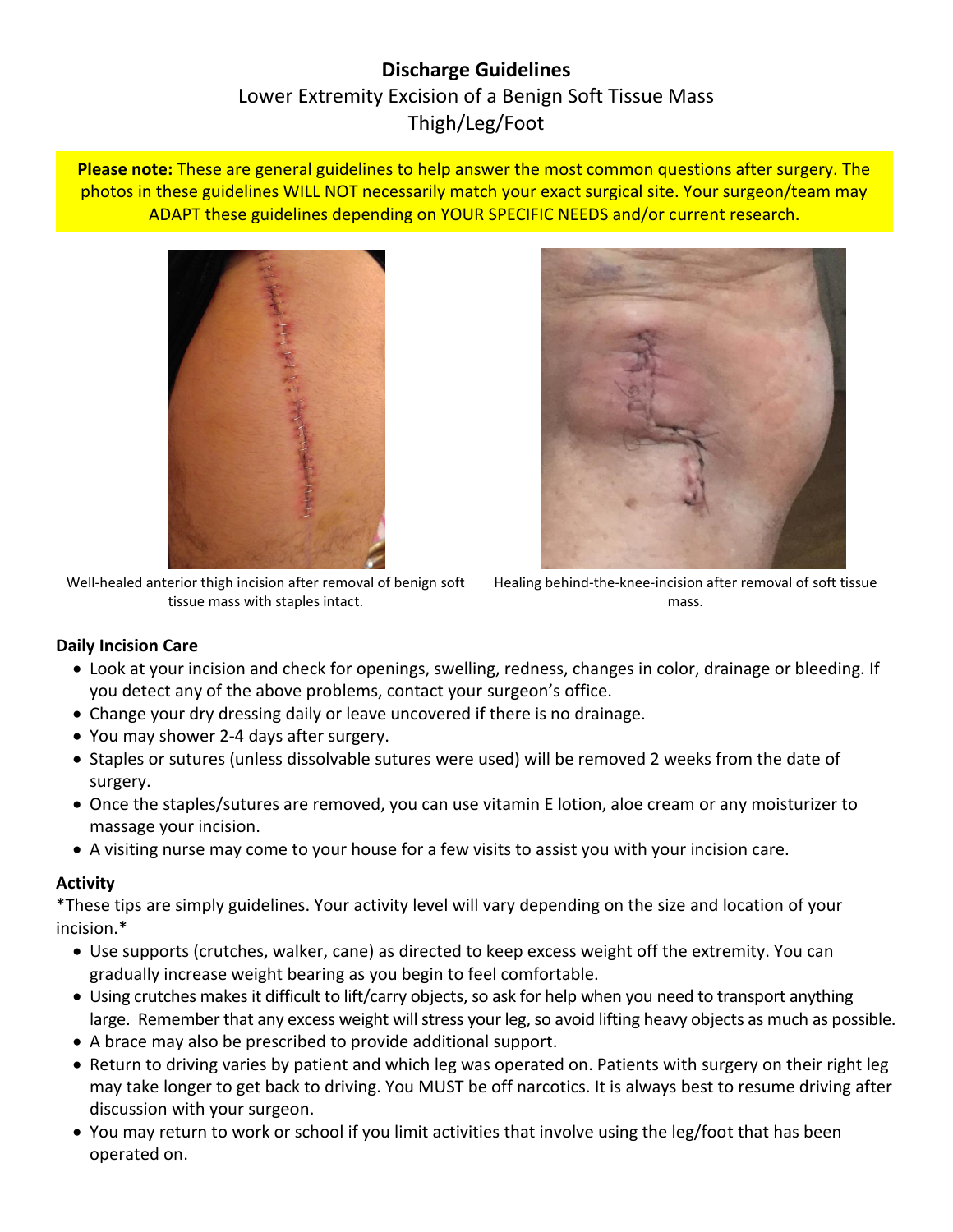# Discharge Guidelines

## Lower Extremity Excision of a Benign Soft Tissue Mass
## Thigh/Leg/Foot

**Please note:** These are general guidelines to help answer the most common questions after surgery. The photos in these guidelines WILL NOT necessarily match your exact surgical site. Your surgeon/team may ADAPT these guidelines depending on YOUR SPECIFIC NEEDS and/or current research.

Well-healed anterior thigh incision after removal of benign soft tissue mass with staples intact.

Healing behind-the-knee-incision after removal of soft tissue mass.

### Daily Incision Care

- Look at your incision and check for openings, swelling, redness, changes in color, drainage or bleeding. If you detect any of the above problems, contact your surgeon's office.
- Change your dry dressing daily or leave uncovered if there is no drainage.
- You may shower 2-4 days after surgery.
- Staples or sutures (unless dissolvable sutures were used) will be removed 2 weeks from the date of surgery.
- Once the staples/sutures are removed, you can use vitamin E lotion, aloe cream or any moisturizer to massage your incision.
- A visiting nurse may come to your house for a few visits to assist you with your incision care.

### Activity

*These tips are simply guidelines. Your activity level will vary depending on the size and location of your incision.*

- Use supports (crutches, walker, cane) as directed to keep excess weight off the extremity. You can gradually increase weight bearing as you begin to feel comfortable.
- Using crutches makes it difficult to lift/carry objects, so ask for help when you need to transport anything large. Remember that any excess weight will stress your leg, so avoid lifting heavy objects as much as possible.
- A brace may also be prescribed to provide additional support.
- Return to driving varies by patient and which leg was operated on. Patients with surgery on their right leg may take longer to get back to driving. You MUST be off narcotics. It is always best to resume driving after discussion with your surgeon.
- You may return to work or school if you limit activities that involve using the leg/foot that has been operated on.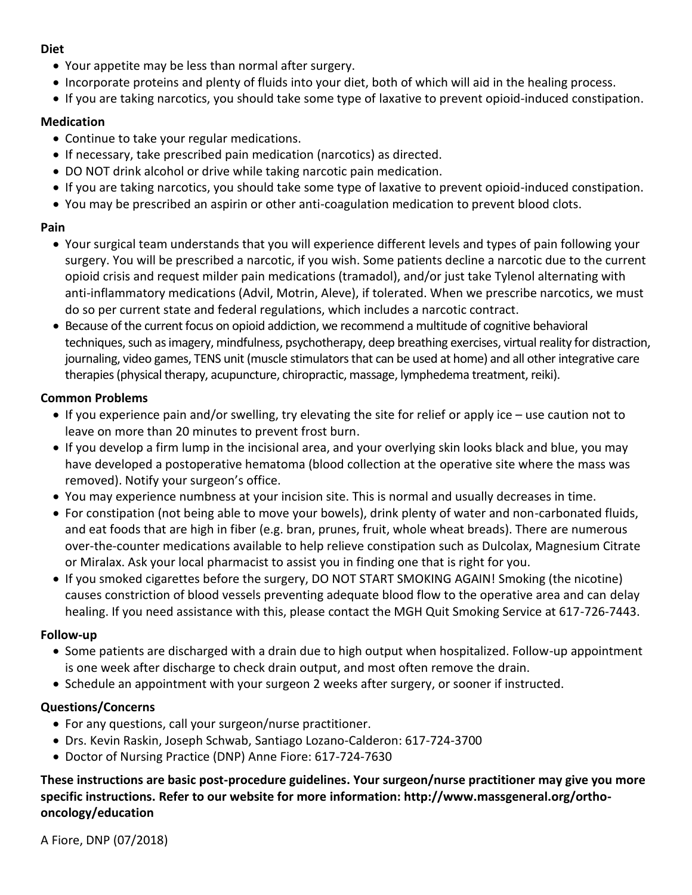**Diet**

- Your appetite may be less than normal after surgery.
- Incorporate proteins and plenty of fluids into your diet, both of which will aid in the healing process.
- If you are taking narcotics, you should take some type of laxative to prevent opioid-induced constipation.

**Medication**

- Continue to take your regular medications.
- If necessary, take prescribed pain medication (narcotics) as directed.
- DO NOT drink alcohol or drive while taking narcotic pain medication.
- If you are taking narcotics, you should take some type of laxative to prevent opioid-induced constipation.
- You may be prescribed an aspirin or other anti-coagulation medication to prevent blood clots.

**Pain**

- Your surgical team understands that you will experience different levels and types of pain following your surgery. You will be prescribed a narcotic, if you wish. Some patients decline a narcotic due to the current opioid crisis and request milder pain medications (tramadol), and/or just take Tylenol alternating with anti-inflammatory medications (Advil, Motrin, Aleve), if tolerated. When we prescribe narcotics, we must do so per current state and federal regulations, which includes a narcotic contract.
- Because of the current focus on opioid addiction, we recommend a multitude of cognitive behavioral techniques, such as imagery, mindfulness, psychotherapy, deep breathing exercises, virtual reality for distraction, journaling, video games, TENS unit (muscle stimulators that can be used at home) and all other integrative care therapies (physical therapy, acupuncture, chiropractic, massage, lymphedema treatment, reiki).

**Common Problems**

- If you experience pain and/or swelling, try elevating the site for relief or apply ice – use caution not to leave on more than 20 minutes to prevent frost burn.
- If you develop a firm lump in the incisional area, and your overlying skin looks black and blue, you may have developed a postoperative hematoma (blood collection at the operative site where the mass was removed). Notify your surgeon's office.
- You may experience numbness at your incision site. This is normal and usually decreases in time.
- For constipation (not being able to move your bowels), drink plenty of water and non-carbonated fluids, and eat foods that are high in fiber (e.g. bran, prunes, fruit, whole wheat breads). There are numerous over-the-counter medications available to help relieve constipation such as Dulcolax, Magnesium Citrate or Miralax. Ask your local pharmacist to assist you in finding one that is right for you.
- If you smoked cigarettes before the surgery, DO NOT START SMOKING AGAIN! Smoking (the nicotine) causes constriction of blood vessels preventing adequate blood flow to the operative area and can delay healing. If you need assistance with this, please contact the MGH Quit Smoking Service at 617-726-7443.

**Follow-up**

- Some patients are discharged with a drain due to high output when hospitalized. Follow-up appointment is one week after discharge to check drain output, and most often remove the drain.
- Schedule an appointment with your surgeon 2 weeks after surgery, or sooner if instructed.

**Questions/Concerns**

- For any questions, call your surgeon/nurse practitioner.
- Drs. Kevin Raskin, Joseph Schwab, Santiago Lozano-Calderon: 617-724-3700
- Doctor of Nursing Practice (DNP) Anne Fiore: 617-724-7630

**These instructions are basic post-procedure guidelines. Your surgeon/nurse practitioner may give you more specific instructions. Refer to our website for more information: http://www.massgeneral.org/ortho-oncology/education**

A Fiore, DNP (07/2018)